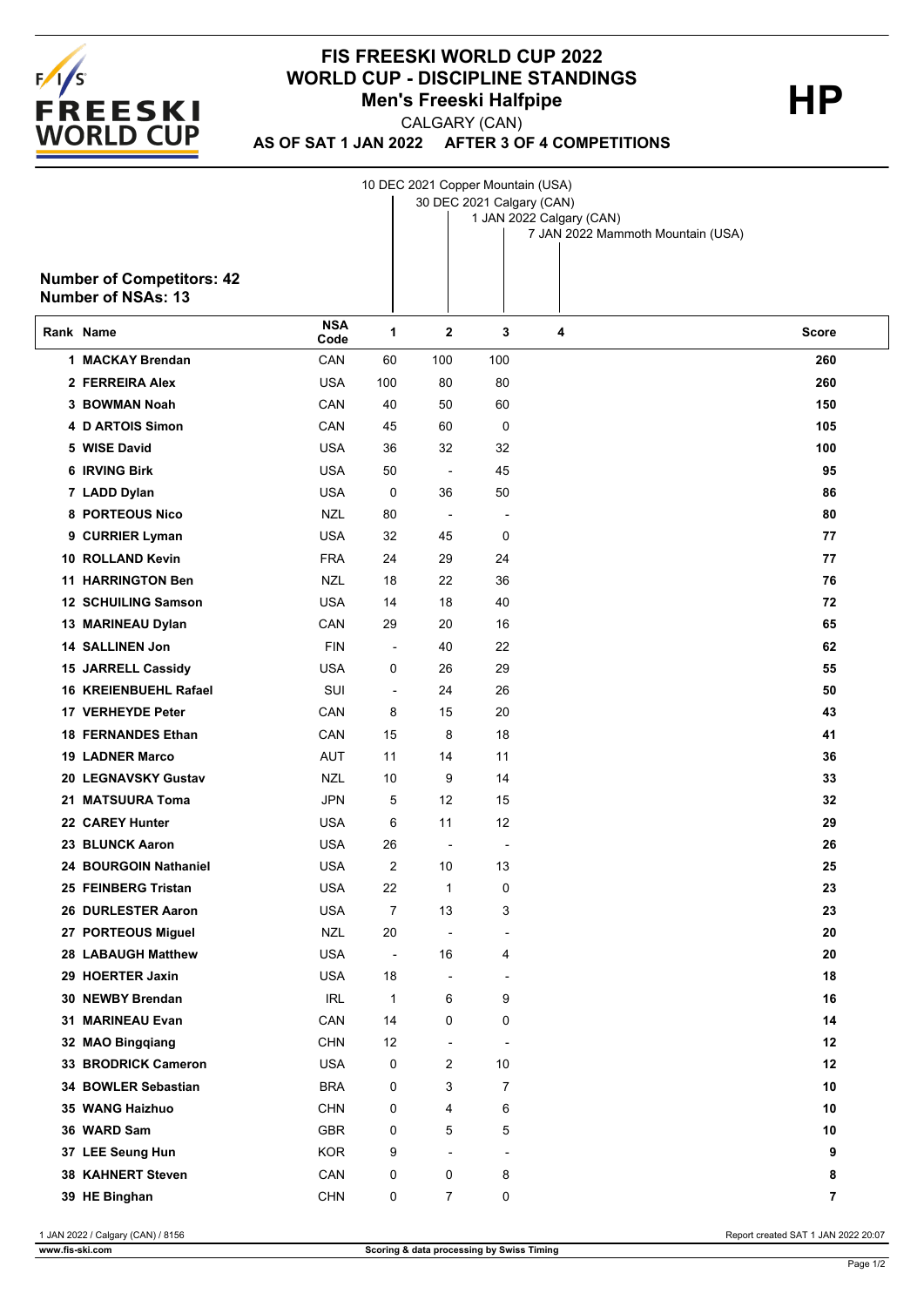# FIS FREESKI WORLD CUP 2022
## WORLD CUP - DISCIPLINE STANDINGS
### Men's Freeski Halfpipe

**HP**

CALGARY (CAN)

**AS OF SAT 1 JAN 2022 AFTER 3 OF 4 COMPETITIONS**

1. 10 DEC 2021 Copper Mountain (USA)
2. 30 DEC 2021 Calgary (CAN)
3. 1 JAN 2022 Calgary (CAN)
4. 7 JAN 2022 Mammoth Mountain (USA)

**Number of Competitors: 42**
**Number of NSAs: 13**

| Rank | Name | NSA Code | 1 | 2 | 3 | 4 | Score |
|---|---|---|---|---|---|---|---|
| 1 | MACKAY Brendan | CAN | 60 | 100 | 100 | | 260 |
| 2 | FERREIRA Alex | USA | 100 | 80 | 80 | | 260 |
| 3 | BOWMAN Noah | CAN | 40 | 50 | 60 | | 150 |
| 4 | D ARTOIS Simon | CAN | 45 | 60 | 0 | | 105 |
| 5 | WISE David | USA | 36 | 32 | 32 | | 100 |
| 6 | IRVING Birk | USA | 50 | - | 45 | | 95 |
| 7 | LADD Dylan | USA | 0 | 36 | 50 | | 86 |
| 8 | PORTEOUS Nico | NZL | 80 | - | - | | 80 |
| 9 | CURRIER Lyman | USA | 32 | 45 | 0 | | 77 |
| 10 | ROLLAND Kevin | FRA | 24 | 29 | 24 | | 77 |
| 11 | HARRINGTON Ben | NZL | 18 | 22 | 36 | | 76 |
| 12 | SCHUILING Samson | USA | 14 | 18 | 40 | | 72 |
| 13 | MARINEAU Dylan | CAN | 29 | 20 | 16 | | 65 |
| 14 | SALLINEN Jon | FIN | - | 40 | 22 | | 62 |
| 15 | JARRELL Cassidy | USA | 0 | 26 | 29 | | 55 |
| 16 | KREIENBUEHL Rafael | SUI | - | 24 | 26 | | 50 |
| 17 | VERHEYDE Peter | CAN | 8 | 15 | 20 | | 43 |
| 18 | FERNANDES Ethan | CAN | 15 | 8 | 18 | | 41 |
| 19 | LADNER Marco | AUT | 11 | 14 | 11 | | 36 |
| 20 | LEGNAVSKY Gustav | NZL | 10 | 9 | 14 | | 33 |
| 21 | MATSUURA Toma | JPN | 5 | 12 | 15 | | 32 |
| 22 | CAREY Hunter | USA | 6 | 11 | 12 | | 29 |
| 23 | BLUNCK Aaron | USA | 26 | - | - | | 26 |
| 24 | BOURGOIN Nathaniel | USA | 2 | 10 | 13 | | 25 |
| 25 | FEINBERG Tristan | USA | 22 | 1 | 0 | | 23 |
| 26 | DURLESTER Aaron | USA | 7 | 13 | 3 | | 23 |
| 27 | PORTEOUS Miguel | NZL | 20 | - | - | | 20 |
| 28 | LABAUGH Matthew | USA | - | 16 | 4 | | 20 |
| 29 | HOERTER Jaxin | USA | 18 | - | - | | 18 |
| 30 | NEWBY Brendan | IRL | 1 | 6 | 9 | | 16 |
| 31 | MARINEAU Evan | CAN | 14 | 0 | 0 | | 14 |
| 32 | MAO Bingqiang | CHN | 12 | - | - | | 12 |
| 33 | BRODRICK Cameron | USA | 0 | 2 | 10 | | 12 |
| 34 | BOWLER Sebastian | BRA | 0 | 3 | 7 | | 10 |
| 35 | WANG Haizhuo | CHN | 0 | 4 | 6 | | 10 |
| 36 | WARD Sam | GBR | 0 | 5 | 5 | | 10 |
| 37 | LEE Seung Hun | KOR | 9 | - | - | | 9 |
| 38 | KAHNERT Steven | CAN | 0 | 0 | 8 | | 8 |
| 39 | HE Binghan | CHN | 0 | 7 | 0 | | 7 |

1 JAN 2022 / Calgary (CAN) / 8156

Report created SAT 1 JAN 2022 20:07

www.fis-ski.com

Scoring & data processing by Swiss Timing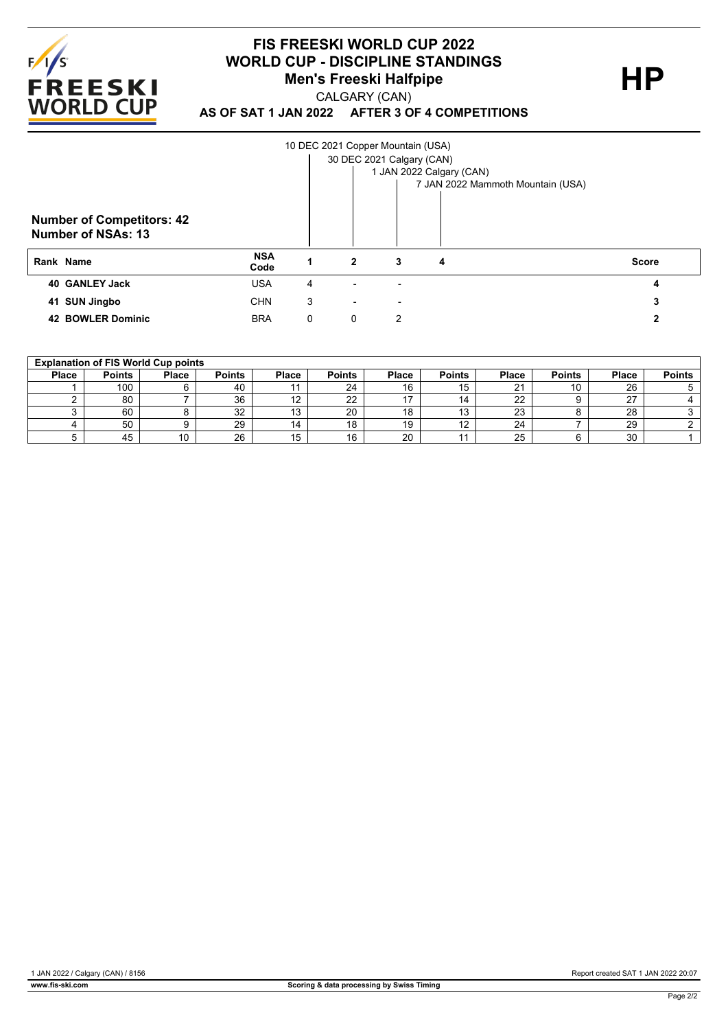# FIS FREESKI WORLD CUP 2022
# WORLD CUP - DISCIPLINE STANDINGS
## Men's Freeski Halfpipe

**HP**

CALGARY (CAN)

**AS OF SAT 1 JAN 2022 AFTER 3 OF 4 COMPETITIONS**

1. 10 DEC 2021 Copper Mountain (USA)
2. 30 DEC 2021 Calgary (CAN)
3. 1 JAN 2022 Calgary (CAN)
4. 7 JAN 2022 Mammoth Mountain (USA)

**Number of Competitors: 42**
**Number of NSAs: 13**

| Rank | Name | NSA Code | 1 | 2 | 3 | 4 | Score |
|---|---|---|---|---|---|---|---|
| 40 | GANLEY Jack | USA | 4 | - | - | | 4 |
| 41 | SUN Jingbo | CHN | 3 | - | - | | 3 |
| 42 | BOWLER Dominic | BRA | 0 | 0 | 2 | | 2 |

**Explanation of FIS World Cup points**

| Place | Points | Place | Points | Place | Points | Place | Points | Place | Points | Place | Points |
|---|---|---|---|---|---|---|---|---|---|---|---|
| 1 | 100 | 6 | 40 | 11 | 24 | 16 | 15 | 21 | 10 | 26 | 5 |
| 2 | 80 | 7 | 36 | 12 | 22 | 17 | 14 | 22 | 9 | 27 | 4 |
| 3 | 60 | 8 | 32 | 13 | 20 | 18 | 13 | 23 | 8 | 28 | 3 |
| 4 | 50 | 9 | 29 | 14 | 18 | 19 | 12 | 24 | 7 | 29 | 2 |
| 5 | 45 | 10 | 26 | 15 | 16 | 20 | 11 | 25 | 6 | 30 | 1 |

1 JAN 2022 / Calgary (CAN) / 8156

Report created SAT 1 JAN 2022 20:07

www.fis-ski.com

Scoring & data processing by Swiss Timing